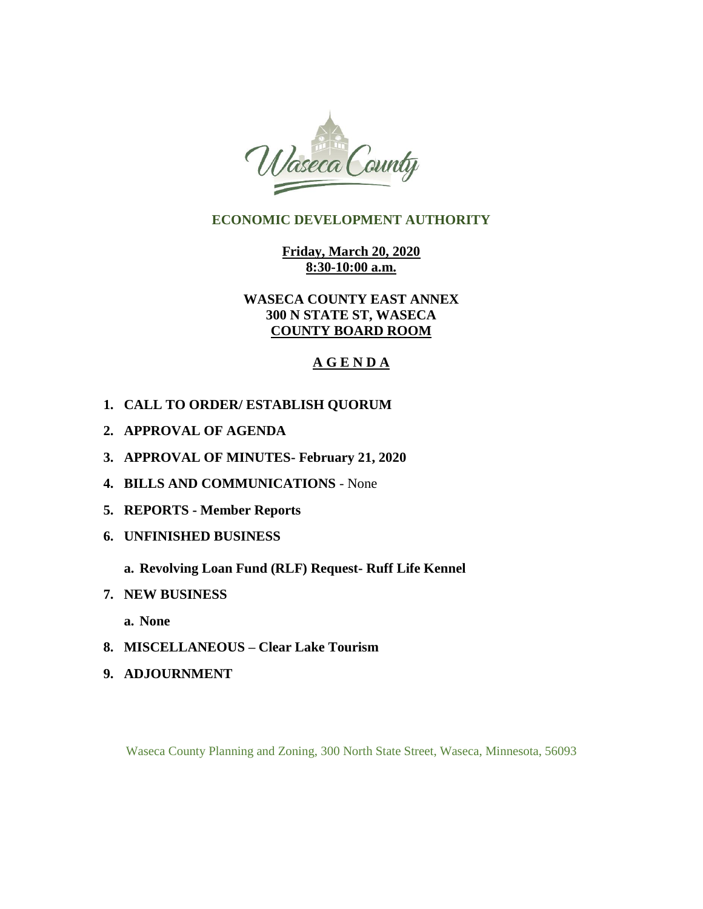# ECONOMIC DEVELOPMENT AUTHORITY

**Friday, March 20, 2020**
**8:30-10:00 a.m.**

**WASECA COUNTY EAST ANNEX**
**300 N STATE ST, WASECA**
**COUNTY BOARD ROOM**

## A G E N D A

1. **CALL TO ORDER/ ESTABLISH QUORUM**
2. **APPROVAL OF AGENDA**
3. **APPROVAL OF MINUTES- February 21, 2020**
4. **BILLS AND COMMUNICATIONS** - None
5. **REPORTS - Member Reports**
6. **UNFINISHED BUSINESS**
   a. **Revolving Loan Fund (RLF) Request- Ruff Life Kennel**
7. **NEW BUSINESS**
   a. **None**
8. **MISCELLANEOUS – Clear Lake Tourism**
9. **ADJOURNMENT**

Waseca County Planning and Zoning, 300 North State Street, Waseca, Minnesota, 56093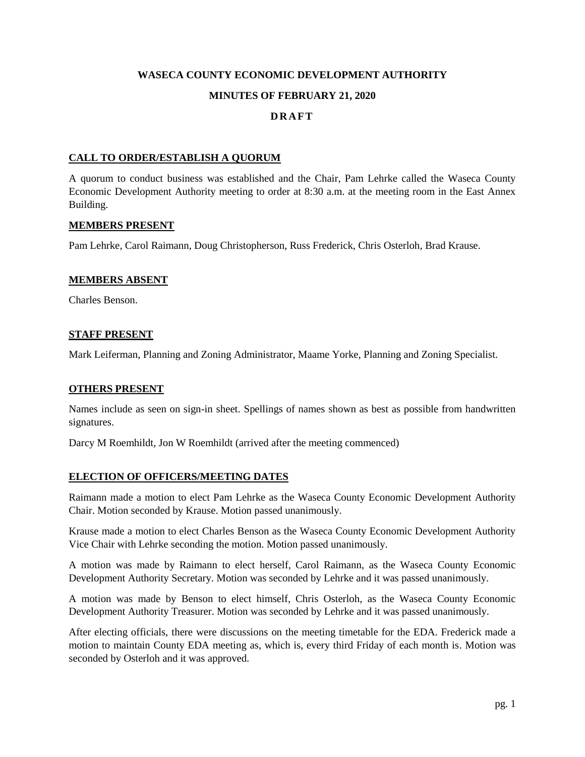**WASECA COUNTY ECONOMIC DEVELOPMENT AUTHORITY**

**MINUTES OF FEBRUARY 21, 2020**

**D R A F T**

## CALL TO ORDER/ESTABLISH A QUORUM

A quorum to conduct business was established and the Chair, Pam Lehrke called the Waseca County Economic Development Authority meeting to order at 8:30 a.m. at the meeting room in the East Annex Building.

## MEMBERS PRESENT

Pam Lehrke, Carol Raimann, Doug Christopherson, Russ Frederick, Chris Osterloh, Brad Krause.

## MEMBERS ABSENT

Charles Benson.

## STAFF PRESENT

Mark Leiferman, Planning and Zoning Administrator, Maame Yorke, Planning and Zoning Specialist.

## OTHERS PRESENT

Names include as seen on sign-in sheet. Spellings of names shown as best as possible from handwritten signatures.

Darcy M Roemhildt, Jon W Roemhildt (arrived after the meeting commenced)

## ELECTION OF OFFICERS/MEETING DATES

Raimann made a motion to elect Pam Lehrke as the Waseca County Economic Development Authority Chair. Motion seconded by Krause. Motion passed unanimously.

Krause made a motion to elect Charles Benson as the Waseca County Economic Development Authority Vice Chair with Lehrke seconding the motion. Motion passed unanimously.

A motion was made by Raimann to elect herself, Carol Raimann, as the Waseca County Economic Development Authority Secretary. Motion was seconded by Lehrke and it was passed unanimously.

A motion was made by Benson to elect himself, Chris Osterloh, as the Waseca County Economic Development Authority Treasurer. Motion was seconded by Lehrke and it was passed unanimously.

After electing officials, there were discussions on the meeting timetable for the EDA. Frederick made a motion to maintain County EDA meeting as, which is, every third Friday of each month is. Motion was seconded by Osterloh and it was approved.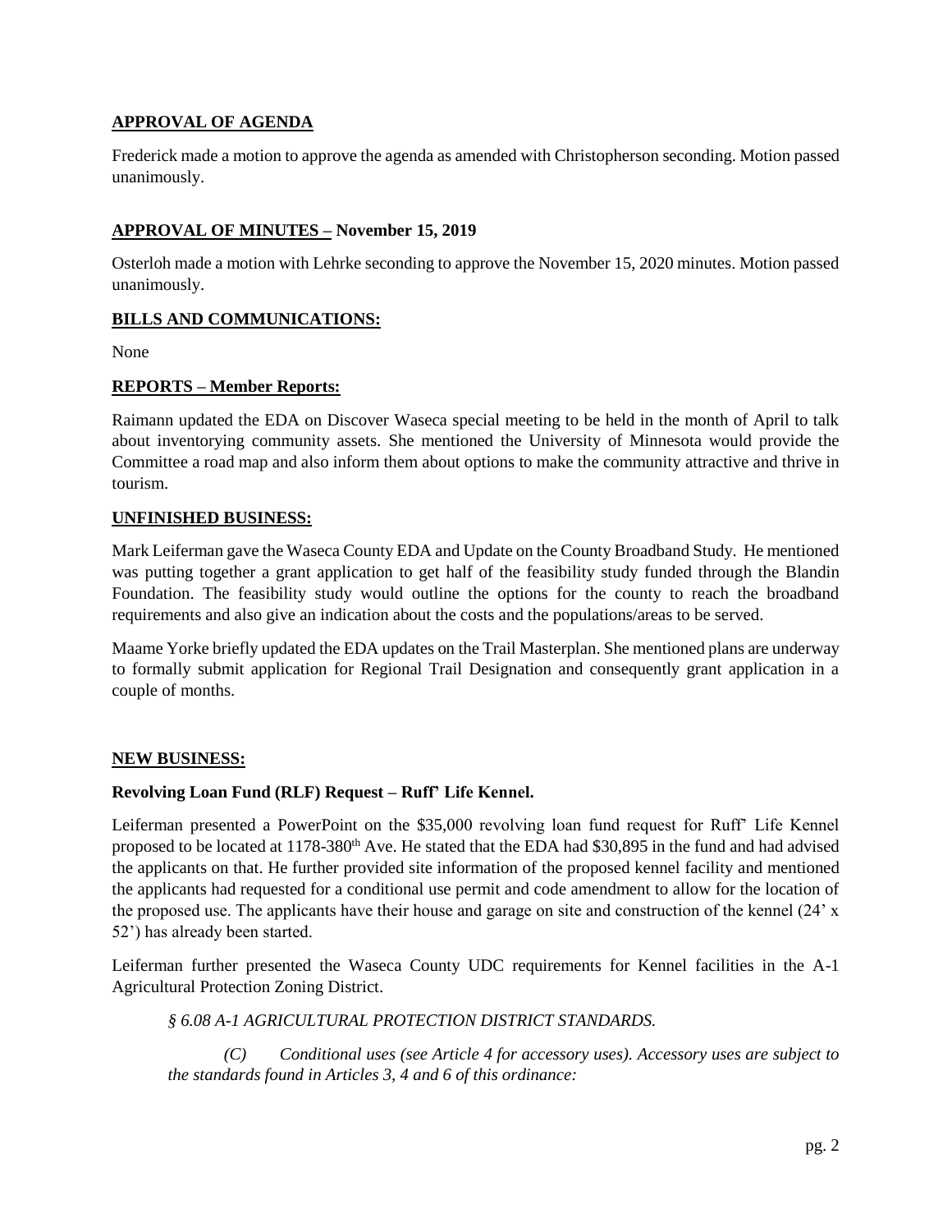## APPROVAL OF AGENDA

Frederick made a motion to approve the agenda as amended with Christopherson seconding. Motion passed unanimously.

## APPROVAL OF MINUTES – November 15, 2019

Osterloh made a motion with Lehrke seconding to approve the November 15, 2020 minutes. Motion passed unanimously.

## BILLS AND COMMUNICATIONS:

None

## REPORTS – Member Reports:

Raimann updated the EDA on Discover Waseca special meeting to be held in the month of April to talk about inventorying community assets. She mentioned the University of Minnesota would provide the Committee a road map and also inform them about options to make the community attractive and thrive in tourism.

## UNFINISHED BUSINESS:

Mark Leiferman gave the Waseca County EDA and Update on the County Broadband Study. He mentioned was putting together a grant application to get half of the feasibility study funded through the Blandin Foundation. The feasibility study would outline the options for the county to reach the broadband requirements and also give an indication about the costs and the populations/areas to be served.

Maame Yorke briefly updated the EDA updates on the Trail Masterplan. She mentioned plans are underway to formally submit application for Regional Trail Designation and consequently grant application in a couple of months.

## NEW BUSINESS:

### Revolving Loan Fund (RLF) Request – Ruff' Life Kennel.

Leiferman presented a PowerPoint on the $35,000 revolving loan fund request for Ruff' Life Kennel proposed to be located at 1178-380th Ave. He stated that the EDA had $30,895 in the fund and had advised the applicants on that. He further provided site information of the proposed kennel facility and mentioned the applicants had requested for a conditional use permit and code amendment to allow for the location of the proposed use. The applicants have their house and garage on site and construction of the kennel (24' x 52') has already been started.

Leiferman further presented the Waseca County UDC requirements for Kennel facilities in the A-1 Agricultural Protection Zoning District.

*§ 6.08 A-1 AGRICULTURAL PROTECTION DISTRICT STANDARDS.*

*(C) Conditional uses (see Article 4 for accessory uses). Accessory uses are subject to the standards found in Articles 3, 4 and 6 of this ordinance:*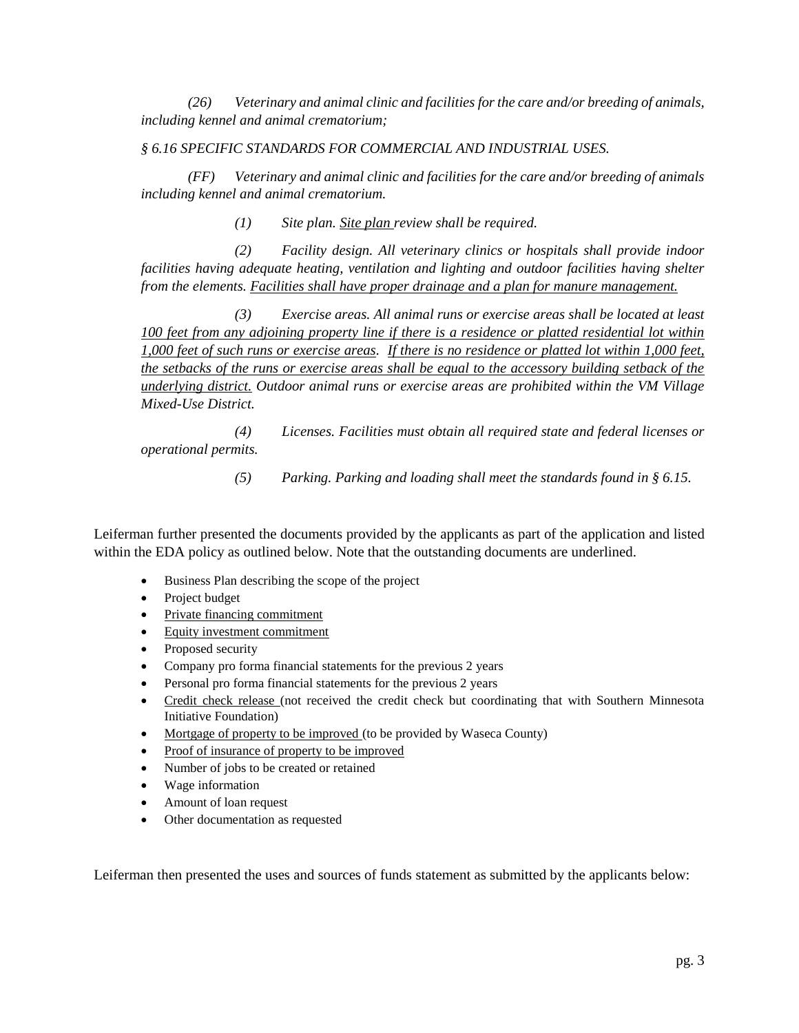*(26) Veterinary and animal clinic and facilities for the care and/or breeding of animals, including kennel and animal crematorium;*

*§ 6.16 SPECIFIC STANDARDS FOR COMMERCIAL AND INDUSTRIAL USES.*

*(FF) Veterinary and animal clinic and facilities for the care and/or breeding of animals including kennel and animal crematorium.*

*(1) Site plan. <u>Site plan</u> review shall be required.*

*(2) Facility design. All veterinary clinics or hospitals shall provide indoor facilities having adequate heating, ventilation and lighting and outdoor facilities having shelter from the elements. <u>Facilities shall have proper drainage and a plan for manure management.</u>*

*(3) Exercise areas. All animal runs or exercise areas shall be located at least <u>100 feet from any adjoining property line if there is a residence or platted residential lot within 1,000 feet of such runs or exercise areas</u>. <u>If there is no residence or platted lot within 1,000 feet, the setbacks of the runs or exercise areas shall be equal to the accessory building setback of the underlying district.</u> Outdoor animal runs or exercise areas are prohibited within the VM Village Mixed-Use District.*

*(4) Licenses. Facilities must obtain all required state and federal licenses or operational permits.*

*(5) Parking. Parking and loading shall meet the standards found in § 6.15.*

Leiferman further presented the documents provided by the applicants as part of the application and listed within the EDA policy as outlined below. Note that the outstanding documents are underlined.

- Business Plan describing the scope of the project
- Project budget
- <u>Private financing commitment</u>
- <u>Equity investment commitment</u>
- Proposed security
- Company pro forma financial statements for the previous 2 years
- Personal pro forma financial statements for the previous 2 years
- <u>Credit check release</u> (not received the credit check but coordinating that with Southern Minnesota Initiative Foundation)
- <u>Mortgage of property to be improved</u> (to be provided by Waseca County)
- <u>Proof of insurance of property to be improved</u>
- Number of jobs to be created or retained
- Wage information
- Amount of loan request
- Other documentation as requested

Leiferman then presented the uses and sources of funds statement as submitted by the applicants below: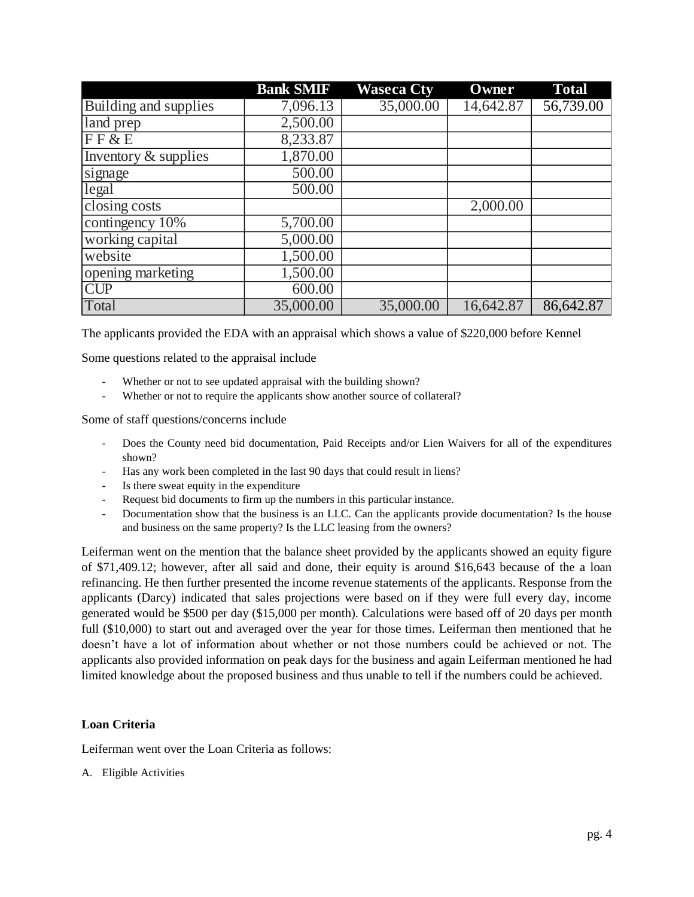| | Bank SMIF | Waseca Cty | Owner | Total |
|---|---|---|---|---|
| Building and supplies | 7,096.13 | 35,000.00 | 14,642.87 | 56,739.00 |
| land prep | 2,500.00 | | | |
| F F & E | 8,233.87 | | | |
| Inventory & supplies | 1,870.00 | | | |
| signage | 500.00 | | | |
| legal | 500.00 | | | |
| closing costs | | | 2,000.00 | |
| contingency 10% | 5,700.00 | | | |
| working capital | 5,000.00 | | | |
| website | 1,500.00 | | | |
| opening marketing | 1,500.00 | | | |
| CUP | 600.00 | | | |
| Total | 35,000.00 | 35,000.00 | 16,642.87 | 86,642.87 |

The applicants provided the EDA with an appraisal which shows a value of $220,000 before Kennel

Some questions related to the appraisal include

- Whether or not to see updated appraisal with the building shown?
- Whether or not to require the applicants show another source of collateral?

Some of staff questions/concerns include

- Does the County need bid documentation, Paid Receipts and/or Lien Waivers for all of the expenditures shown?
- Has any work been completed in the last 90 days that could result in liens?
- Is there sweat equity in the expenditure
- Request bid documents to firm up the numbers in this particular instance.
- Documentation show that the business is an LLC. Can the applicants provide documentation? Is the house and business on the same property? Is the LLC leasing from the owners?

Leiferman went on the mention that the balance sheet provided by the applicants showed an equity figure of $71,409.12; however, after all said and done, their equity is around $16,643 because of the a loan refinancing. He then further presented the income revenue statements of the applicants. Response from the applicants (Darcy) indicated that sales projections were based on if they were full every day, income generated would be $500 per day ($15,000 per month). Calculations were based off of 20 days per month full ($10,000) to start out and averaged over the year for those times. Leiferman then mentioned that he doesn't have a lot of information about whether or not those numbers could be achieved or not. The applicants also provided information on peak days for the business and again Leiferman mentioned he had limited knowledge about the proposed business and thus unable to tell if the numbers could be achieved.

**Loan Criteria**

Leiferman went over the Loan Criteria as follows:

A. Eligible Activities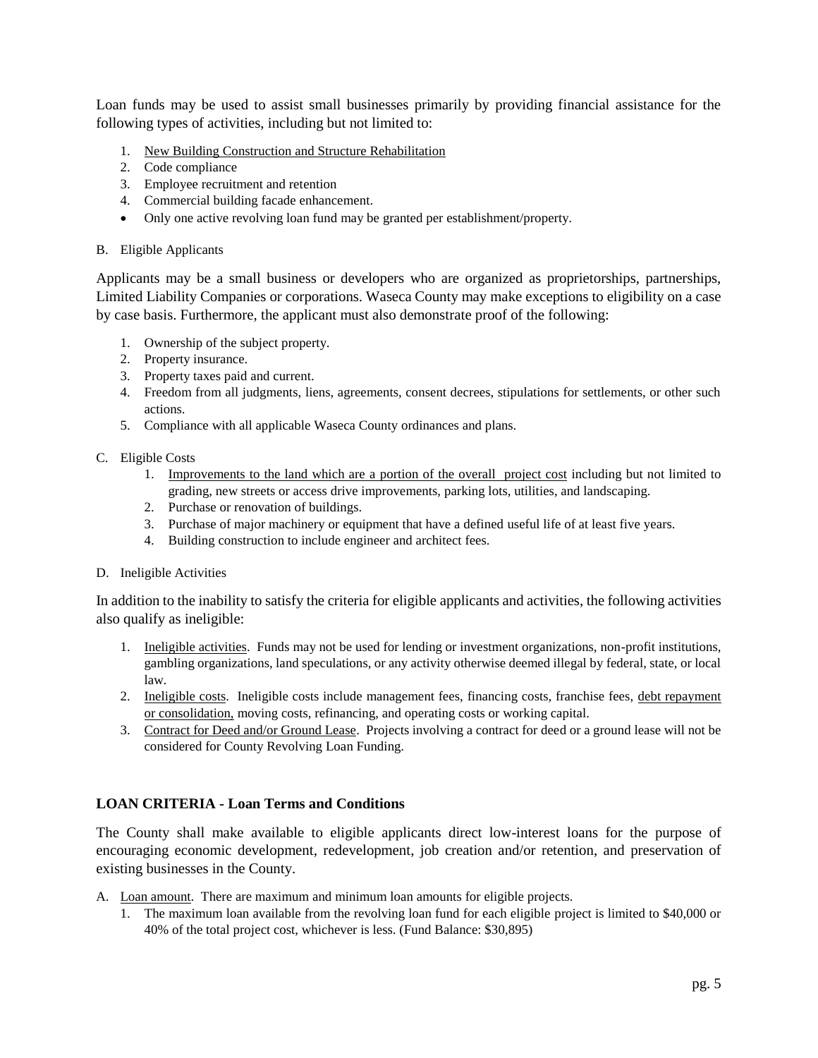Loan funds may be used to assist small businesses primarily by providing financial assistance for the following types of activities, including but not limited to:

1. <u>New Building Construction and Structure Rehabilitation</u>
2. Code compliance
3. Employee recruitment and retention
4. Commercial building facade enhancement.

- Only one active revolving loan fund may be granted per establishment/property.

B. Eligible Applicants

Applicants may be a small business or developers who are organized as proprietorships, partnerships, Limited Liability Companies or corporations. Waseca County may make exceptions to eligibility on a case by case basis. Furthermore, the applicant must also demonstrate proof of the following:

1. Ownership of the subject property.
2. Property insurance.
3. Property taxes paid and current.
4. Freedom from all judgments, liens, agreements, consent decrees, stipulations for settlements, or other such actions.
5. Compliance with all applicable Waseca County ordinances and plans.

C. Eligible Costs

1. <u>Improvements to the land which are a portion of the overall project cost</u> including but not limited to grading, new streets or access drive improvements, parking lots, utilities, and landscaping.
2. Purchase or renovation of buildings.
3. Purchase of major machinery or equipment that have a defined useful life of at least five years.
4. Building construction to include engineer and architect fees.

D. Ineligible Activities

In addition to the inability to satisfy the criteria for eligible applicants and activities, the following activities also qualify as ineligible:

1. <u>Ineligible activities</u>. Funds may not be used for lending or investment organizations, non-profit institutions, gambling organizations, land speculations, or any activity otherwise deemed illegal by federal, state, or local law.
2. <u>Ineligible costs</u>. Ineligible costs include management fees, financing costs, franchise fees, <u>debt repayment or consolidation,</u> moving costs, refinancing, and operating costs or working capital.
3. <u>Contract for Deed and/or Ground Lease</u>. Projects involving a contract for deed or a ground lease will not be considered for County Revolving Loan Funding.

**LOAN CRITERIA - Loan Terms and Conditions**

The County shall make available to eligible applicants direct low-interest loans for the purpose of encouraging economic development, redevelopment, job creation and/or retention, and preservation of existing businesses in the County.

A. <u>Loan amount</u>. There are maximum and minimum loan amounts for eligible projects.

1. The maximum loan available from the revolving loan fund for each eligible project is limited to $40,000 or 40% of the total project cost, whichever is less. (Fund Balance: $30,895)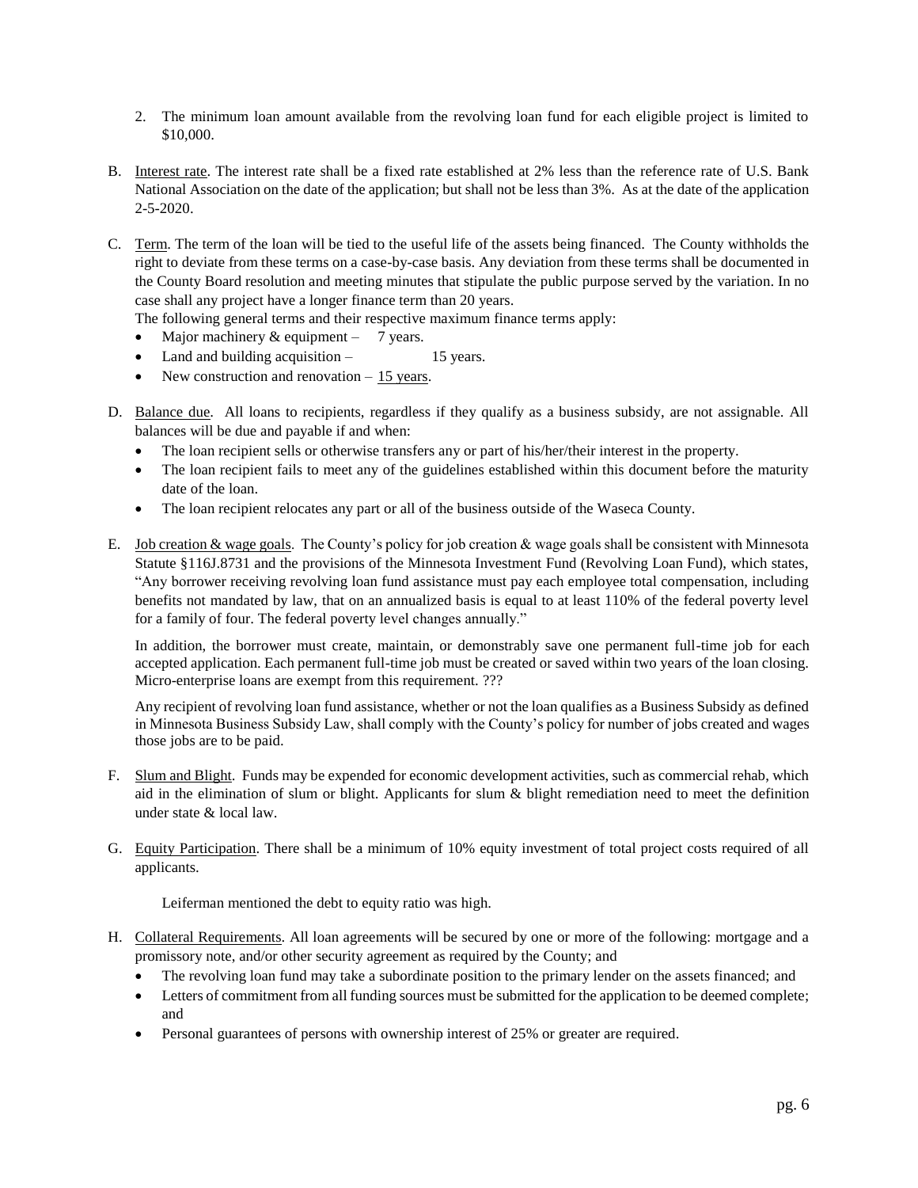2. The minimum loan amount available from the revolving loan fund for each eligible project is limited to $10,000.

B. Interest rate. The interest rate shall be a fixed rate established at 2% less than the reference rate of U.S. Bank National Association on the date of the application; but shall not be less than 3%. As at the date of the application 2-5-2020.

C. Term. The term of the loan will be tied to the useful life of the assets being financed. The County withholds the right to deviate from these terms on a case-by-case basis. Any deviation from these terms shall be documented in the County Board resolution and meeting minutes that stipulate the public purpose served by the variation. In no case shall any project have a longer finance term than 20 years.

   The following general terms and their respective maximum finance terms apply:

   - Major machinery & equipment – 7 years.
   - Land and building acquisition – 15 years.
   - New construction and renovation – 15 years.

D. Balance due. All loans to recipients, regardless if they qualify as a business subsidy, are not assignable. All balances will be due and payable if and when:

   - The loan recipient sells or otherwise transfers any or part of his/her/their interest in the property.
   - The loan recipient fails to meet any of the guidelines established within this document before the maturity date of the loan.
   - The loan recipient relocates any part or all of the business outside of the Waseca County.

E. Job creation & wage goals. The County's policy for job creation & wage goals shall be consistent with Minnesota Statute §116J.8731 and the provisions of the Minnesota Investment Fund (Revolving Loan Fund), which states, "Any borrower receiving revolving loan fund assistance must pay each employee total compensation, including benefits not mandated by law, that on an annualized basis is equal to at least 110% of the federal poverty level for a family of four. The federal poverty level changes annually."

   In addition, the borrower must create, maintain, or demonstrably save one permanent full-time job for each accepted application. Each permanent full-time job must be created or saved within two years of the loan closing. Micro-enterprise loans are exempt from this requirement. ???

   Any recipient of revolving loan fund assistance, whether or not the loan qualifies as a Business Subsidy as defined in Minnesota Business Subsidy Law, shall comply with the County's policy for number of jobs created and wages those jobs are to be paid.

F. Slum and Blight. Funds may be expended for economic development activities, such as commercial rehab, which aid in the elimination of slum or blight. Applicants for slum & blight remediation need to meet the definition under state & local law.

G. Equity Participation. There shall be a minimum of 10% equity investment of total project costs required of all applicants.

   Leiferman mentioned the debt to equity ratio was high.

H. Collateral Requirements. All loan agreements will be secured by one or more of the following: mortgage and a promissory note, and/or other security agreement as required by the County; and

   - The revolving loan fund may take a subordinate position to the primary lender on the assets financed; and
   - Letters of commitment from all funding sources must be submitted for the application to be deemed complete; and
   - Personal guarantees of persons with ownership interest of 25% or greater are required.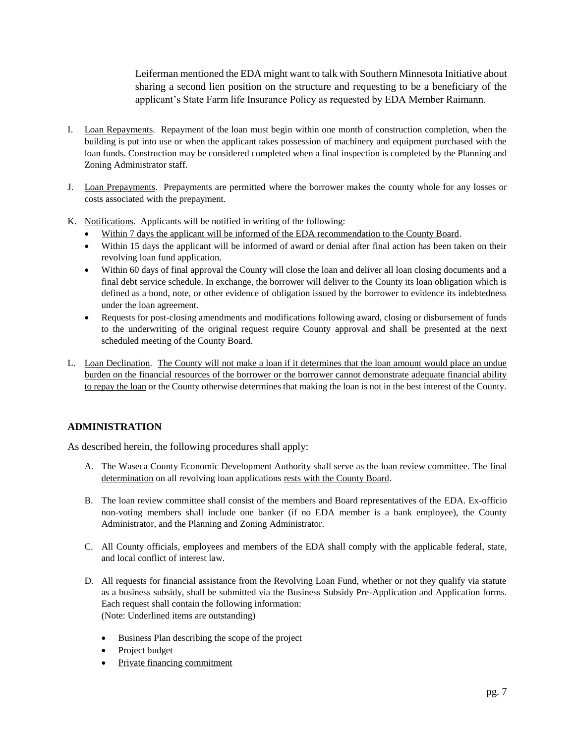Leiferman mentioned the EDA might want to talk with Southern Minnesota Initiative about sharing a second lien position on the structure and requesting to be a beneficiary of the applicant's State Farm life Insurance Policy as requested by EDA Member Raimann.

I. <u>Loan Repayments</u>. Repayment of the loan must begin within one month of construction completion, when the building is put into use or when the applicant takes possession of machinery and equipment purchased with the loan funds. Construction may be considered completed when a final inspection is completed by the Planning and Zoning Administrator staff.

J. <u>Loan Prepayments</u>. Prepayments are permitted where the borrower makes the county whole for any losses or costs associated with the prepayment.

K. <u>Notifications</u>. Applicants will be notified in writing of the following:
   - <u>Within 7 days the applicant will be informed of the EDA recommendation to the County Board</u>.
   - Within 15 days the applicant will be informed of award or denial after final action has been taken on their revolving loan fund application.
   - Within 60 days of final approval the County will close the loan and deliver all loan closing documents and a final debt service schedule. In exchange, the borrower will deliver to the County its loan obligation which is defined as a bond, note, or other evidence of obligation issued by the borrower to evidence its indebtedness under the loan agreement.
   - Requests for post-closing amendments and modifications following award, closing or disbursement of funds to the underwriting of the original request require County approval and shall be presented at the next scheduled meeting of the County Board.

L. <u>Loan Declination</u>. <u>The County will not make a loan if it determines that the loan amount would place an undue burden on the financial resources of the borrower or the borrower cannot demonstrate adequate financial ability to repay the loan</u> or the County otherwise determines that making the loan is not in the best interest of the County.

## ADMINISTRATION

As described herein, the following procedures shall apply:

A. The Waseca County Economic Development Authority shall serve as the <u>loan review committee</u>. The <u>final determination</u> on all revolving loan applications <u>rests with the County Board</u>.

B. The loan review committee shall consist of the members and Board representatives of the EDA. Ex-officio non-voting members shall include one banker (if no EDA member is a bank employee), the County Administrator, and the Planning and Zoning Administrator.

C. All County officials, employees and members of the EDA shall comply with the applicable federal, state, and local conflict of interest law.

D. All requests for financial assistance from the Revolving Loan Fund, whether or not they qualify via statute as a business subsidy, shall be submitted via the Business Subsidy Pre-Application and Application forms. Each request shall contain the following information:
   (Note: Underlined items are outstanding)

   - Business Plan describing the scope of the project
   - Project budget
   - <u>Private financing commitment</u>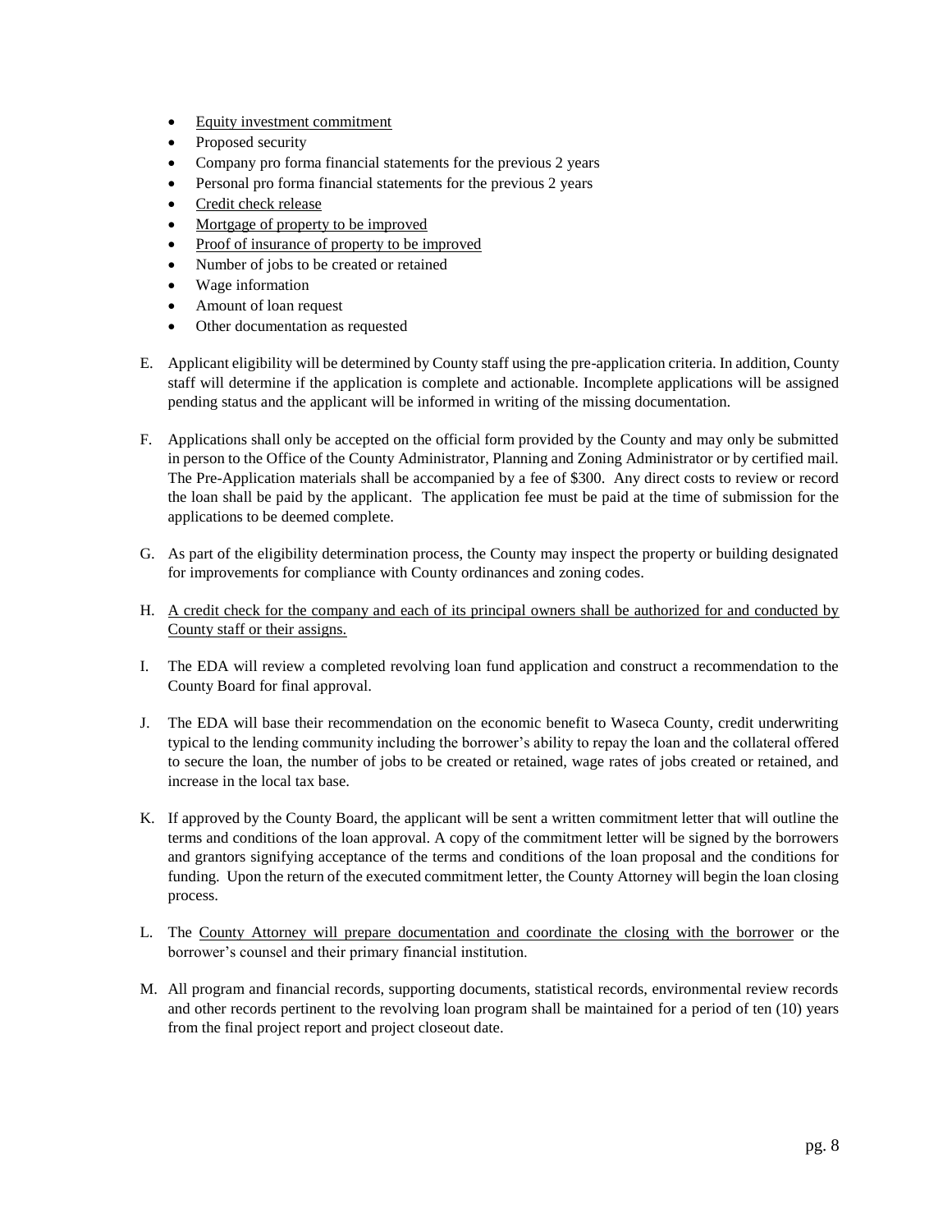- <u>Equity investment commitment</u>
- Proposed security
- Company pro forma financial statements for the previous 2 years
- Personal pro forma financial statements for the previous 2 years
- <u>Credit check release</u>
- <u>Mortgage of property to be improved</u>
- <u>Proof of insurance of property to be improved</u>
- Number of jobs to be created or retained
- Wage information
- Amount of loan request
- Other documentation as requested

E. Applicant eligibility will be determined by County staff using the pre-application criteria. In addition, County staff will determine if the application is complete and actionable. Incomplete applications will be assigned pending status and the applicant will be informed in writing of the missing documentation.

F. Applications shall only be accepted on the official form provided by the County and may only be submitted in person to the Office of the County Administrator, Planning and Zoning Administrator or by certified mail. The Pre-Application materials shall be accompanied by a fee of $300. Any direct costs to review or record the loan shall be paid by the applicant. The application fee must be paid at the time of submission for the applications to be deemed complete.

G. As part of the eligibility determination process, the County may inspect the property or building designated for improvements for compliance with County ordinances and zoning codes.

H. <u>A credit check for the company and each of its principal owners shall be authorized for and conducted by County staff or their assigns.</u>

I. The EDA will review a completed revolving loan fund application and construct a recommendation to the County Board for final approval.

J. The EDA will base their recommendation on the economic benefit to Waseca County, credit underwriting typical to the lending community including the borrower's ability to repay the loan and the collateral offered to secure the loan, the number of jobs to be created or retained, wage rates of jobs created or retained, and increase in the local tax base.

K. If approved by the County Board, the applicant will be sent a written commitment letter that will outline the terms and conditions of the loan approval. A copy of the commitment letter will be signed by the borrowers and grantors signifying acceptance of the terms and conditions of the loan proposal and the conditions for funding. Upon the return of the executed commitment letter, the County Attorney will begin the loan closing process.

L. The <u>County Attorney will prepare documentation and coordinate the closing with the borrower</u> or the borrower's counsel and their primary financial institution.

M. All program and financial records, supporting documents, statistical records, environmental review records and other records pertinent to the revolving loan program shall be maintained for a period of ten (10) years from the final project report and project closeout date.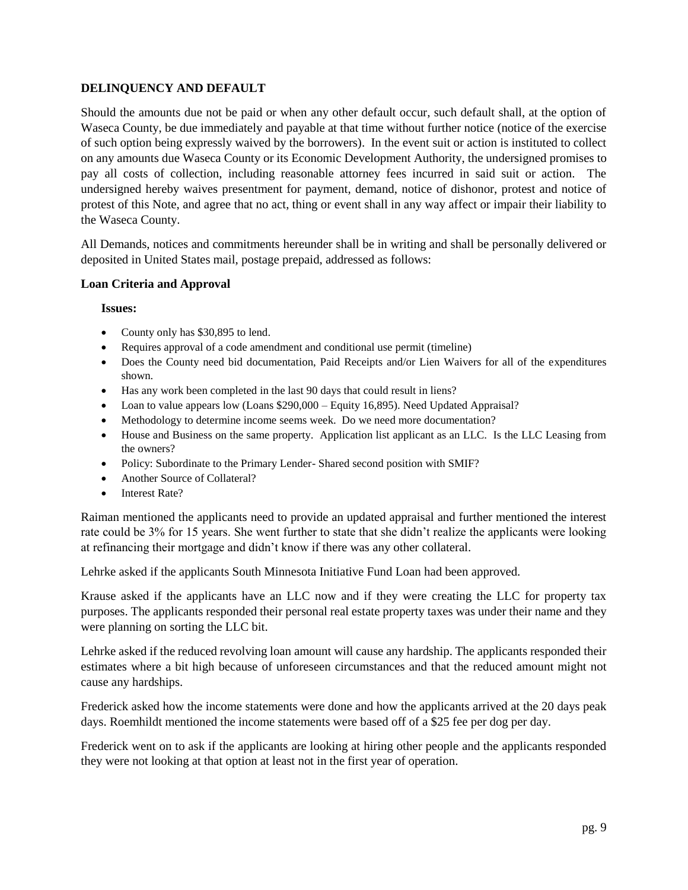**DELINQUENCY AND DEFAULT**

Should the amounts due not be paid or when any other default occur, such default shall, at the option of Waseca County, be due immediately and payable at that time without further notice (notice of the exercise of such option being expressly waived by the borrowers). In the event suit or action is instituted to collect on any amounts due Waseca County or its Economic Development Authority, the undersigned promises to pay all costs of collection, including reasonable attorney fees incurred in said suit or action. The undersigned hereby waives presentment for payment, demand, notice of dishonor, protest and notice of protest of this Note, and agree that no act, thing or event shall in any way affect or impair their liability to the Waseca County.

All Demands, notices and commitments hereunder shall be in writing and shall be personally delivered or deposited in United States mail, postage prepaid, addressed as follows:

**Loan Criteria and Approval**

**Issues:**

- County only has $30,895 to lend.
- Requires approval of a code amendment and conditional use permit (timeline)
- Does the County need bid documentation, Paid Receipts and/or Lien Waivers for all of the expenditures shown.
- Has any work been completed in the last 90 days that could result in liens?
- Loan to value appears low (Loans $290,000 – Equity 16,895). Need Updated Appraisal?
- Methodology to determine income seems week. Do we need more documentation?
- House and Business on the same property. Application list applicant as an LLC. Is the LLC Leasing from the owners?
- Policy: Subordinate to the Primary Lender- Shared second position with SMIF?
- Another Source of Collateral?
- Interest Rate?

Raiman mentioned the applicants need to provide an updated appraisal and further mentioned the interest rate could be 3% for 15 years. She went further to state that she didn't realize the applicants were looking at refinancing their mortgage and didn't know if there was any other collateral.

Lehrke asked if the applicants South Minnesota Initiative Fund Loan had been approved.

Krause asked if the applicants have an LLC now and if they were creating the LLC for property tax purposes. The applicants responded their personal real estate property taxes was under their name and they were planning on sorting the LLC bit.

Lehrke asked if the reduced revolving loan amount will cause any hardship. The applicants responded their estimates where a bit high because of unforeseen circumstances and that the reduced amount might not cause any hardships.

Frederick asked how the income statements were done and how the applicants arrived at the 20 days peak days. Roemhildt mentioned the income statements were based off of a $25 fee per dog per day.

Frederick went on to ask if the applicants are looking at hiring other people and the applicants responded they were not looking at that option at least not in the first year of operation.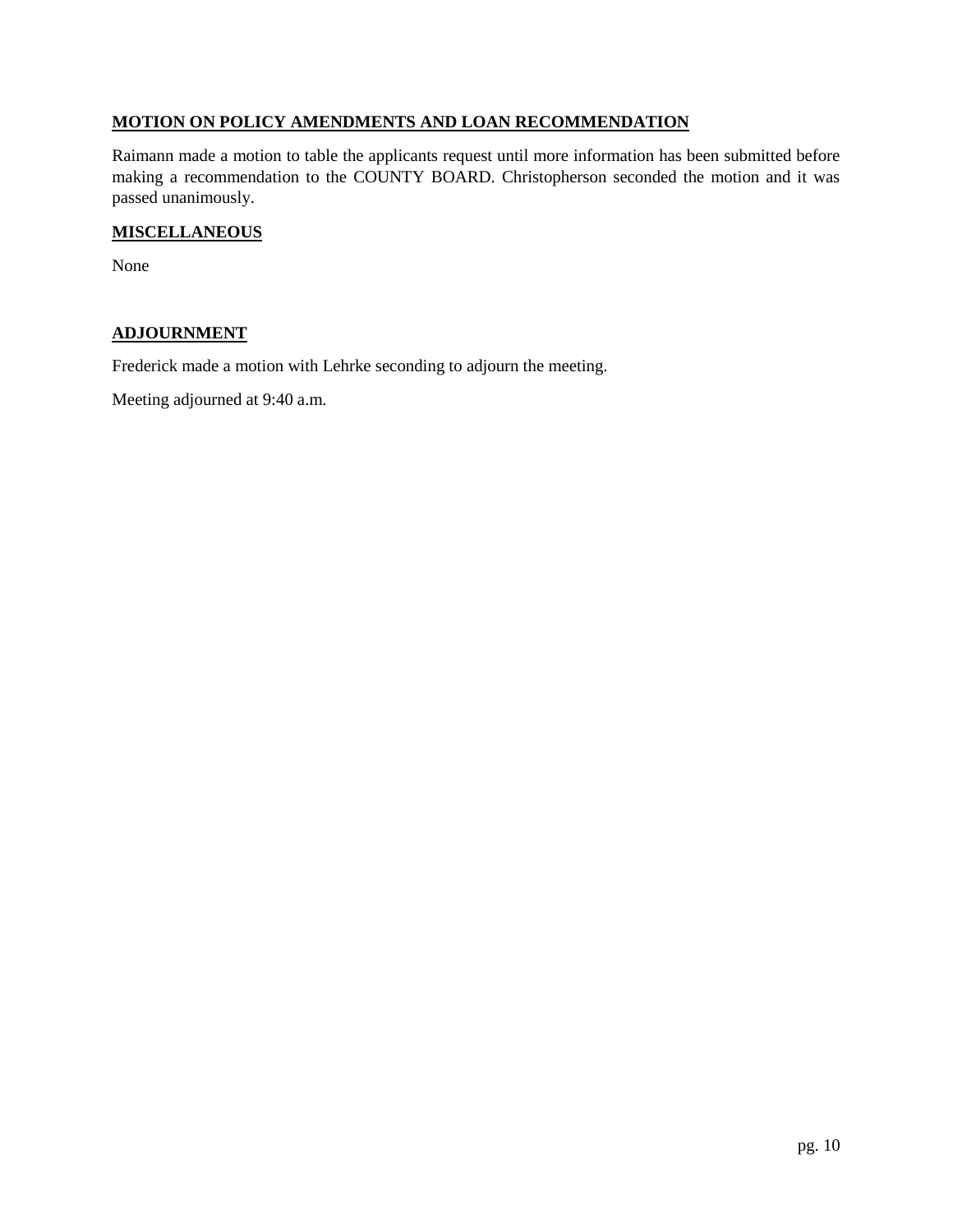## MOTION ON POLICY AMENDMENTS AND LOAN RECOMMENDATION

Raimann made a motion to table the applicants request until more information has been submitted before making a recommendation to the COUNTY BOARD. Christopherson seconded the motion and it was passed unanimously.

## MISCELLANEOUS

None

## ADJOURNMENT

Frederick made a motion with Lehrke seconding to adjourn the meeting.

Meeting adjourned at 9:40 a.m.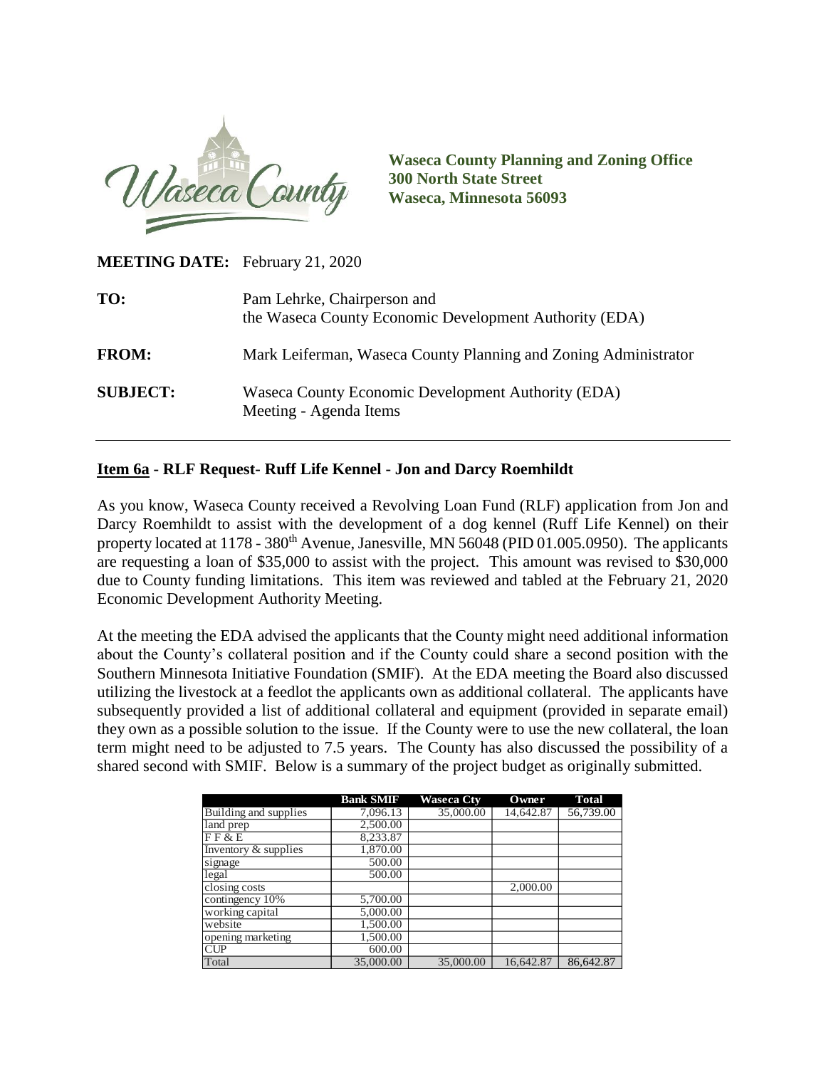**Waseca County Planning and Zoning Office**
**300 North State Street**
**Waseca, Minnesota 56093**

**MEETING DATE:** February 21, 2020

**TO:** Pam Lehrke, Chairperson and the Waseca County Economic Development Authority (EDA)

**FROM:** Mark Leiferman, Waseca County Planning and Zoning Administrator

**SUBJECT:** Waseca County Economic Development Authority (EDA) Meeting - Agenda Items

---

**Item 6a - RLF Request- Ruff Life Kennel - Jon and Darcy Roemhildt**

As you know, Waseca County received a Revolving Loan Fund (RLF) application from Jon and Darcy Roemhildt to assist with the development of a dog kennel (Ruff Life Kennel) on their property located at 1178 - 380th Avenue, Janesville, MN 56048 (PID 01.005.0950). The applicants are requesting a loan of $35,000 to assist with the project. This amount was revised to $30,000 due to County funding limitations. This item was reviewed and tabled at the February 21, 2020 Economic Development Authority Meeting.

At the meeting the EDA advised the applicants that the County might need additional information about the County's collateral position and if the County could share a second position with the Southern Minnesota Initiative Foundation (SMIF). At the EDA meeting the Board also discussed utilizing the livestock at a feedlot the applicants own as additional collateral. The applicants have subsequently provided a list of additional collateral and equipment (provided in separate email) they own as a possible solution to the issue. If the County were to use the new collateral, the loan term might need to be adjusted to 7.5 years. The County has also discussed the possibility of a shared second with SMIF. Below is a summary of the project budget as originally submitted.

| | Bank SMIF | Waseca Cty | Owner | Total |
|---|---|---|---|---|
| Building and supplies | 7,096.13 | 35,000.00 | 14,642.87 | 56,739.00 |
| land prep | 2,500.00 | | | |
| F F & E | 8,233.87 | | | |
| Inventory & supplies | 1,870.00 | | | |
| signage | 500.00 | | | |
| legal | 500.00 | | | |
| closing costs | | | 2,000.00 | |
| contingency 10% | 5,700.00 | | | |
| working capital | 5,000.00 | | | |
| website | 1,500.00 | | | |
| opening marketing | 1,500.00 | | | |
| CUP | 600.00 | | | |
| Total | 35,000.00 | 35,000.00 | 16,642.87 | 86,642.87 |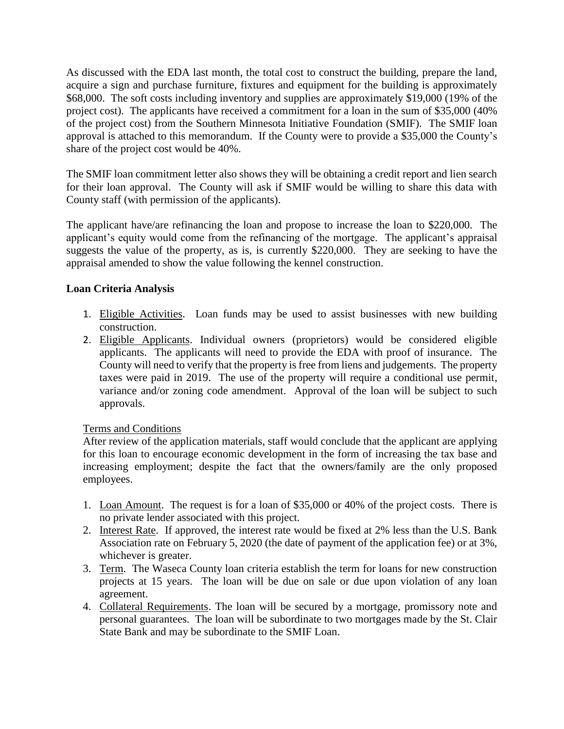As discussed with the EDA last month, the total cost to construct the building, prepare the land, acquire a sign and purchase furniture, fixtures and equipment for the building is approximately $68,000. The soft costs including inventory and supplies are approximately $19,000 (19% of the project cost). The applicants have received a commitment for a loan in the sum of $35,000 (40% of the project cost) from the Southern Minnesota Initiative Foundation (SMIF). The SMIF loan approval is attached to this memorandum. If the County were to provide a $35,000 the County's share of the project cost would be 40%.

The SMIF loan commitment letter also shows they will be obtaining a credit report and lien search for their loan approval. The County will ask if SMIF would be willing to share this data with County staff (with permission of the applicants).

The applicant have/are refinancing the loan and propose to increase the loan to $220,000. The applicant's equity would come from the refinancing of the mortgage. The applicant's appraisal suggests the value of the property, as is, is currently $220,000. They are seeking to have the appraisal amended to show the value following the kennel construction.

**Loan Criteria Analysis**

1. Eligible Activities. Loan funds may be used to assist businesses with new building construction.
2. Eligible Applicants. Individual owners (proprietors) would be considered eligible applicants. The applicants will need to provide the EDA with proof of insurance. The County will need to verify that the property is free from liens and judgements. The property taxes were paid in 2019. The use of the property will require a conditional use permit, variance and/or zoning code amendment. Approval of the loan will be subject to such approvals.

Terms and Conditions

After review of the application materials, staff would conclude that the applicant are applying for this loan to encourage economic development in the form of increasing the tax base and increasing employment; despite the fact that the owners/family are the only proposed employees.

1. Loan Amount. The request is for a loan of $35,000 or 40% of the project costs. There is no private lender associated with this project.
2. Interest Rate. If approved, the interest rate would be fixed at 2% less than the U.S. Bank Association rate on February 5, 2020 (the date of payment of the application fee) or at 3%, whichever is greater.
3. Term. The Waseca County loan criteria establish the term for loans for new construction projects at 15 years. The loan will be due on sale or due upon violation of any loan agreement.
4. Collateral Requirements. The loan will be secured by a mortgage, promissory note and personal guarantees. The loan will be subordinate to two mortgages made by the St. Clair State Bank and may be subordinate to the SMIF Loan.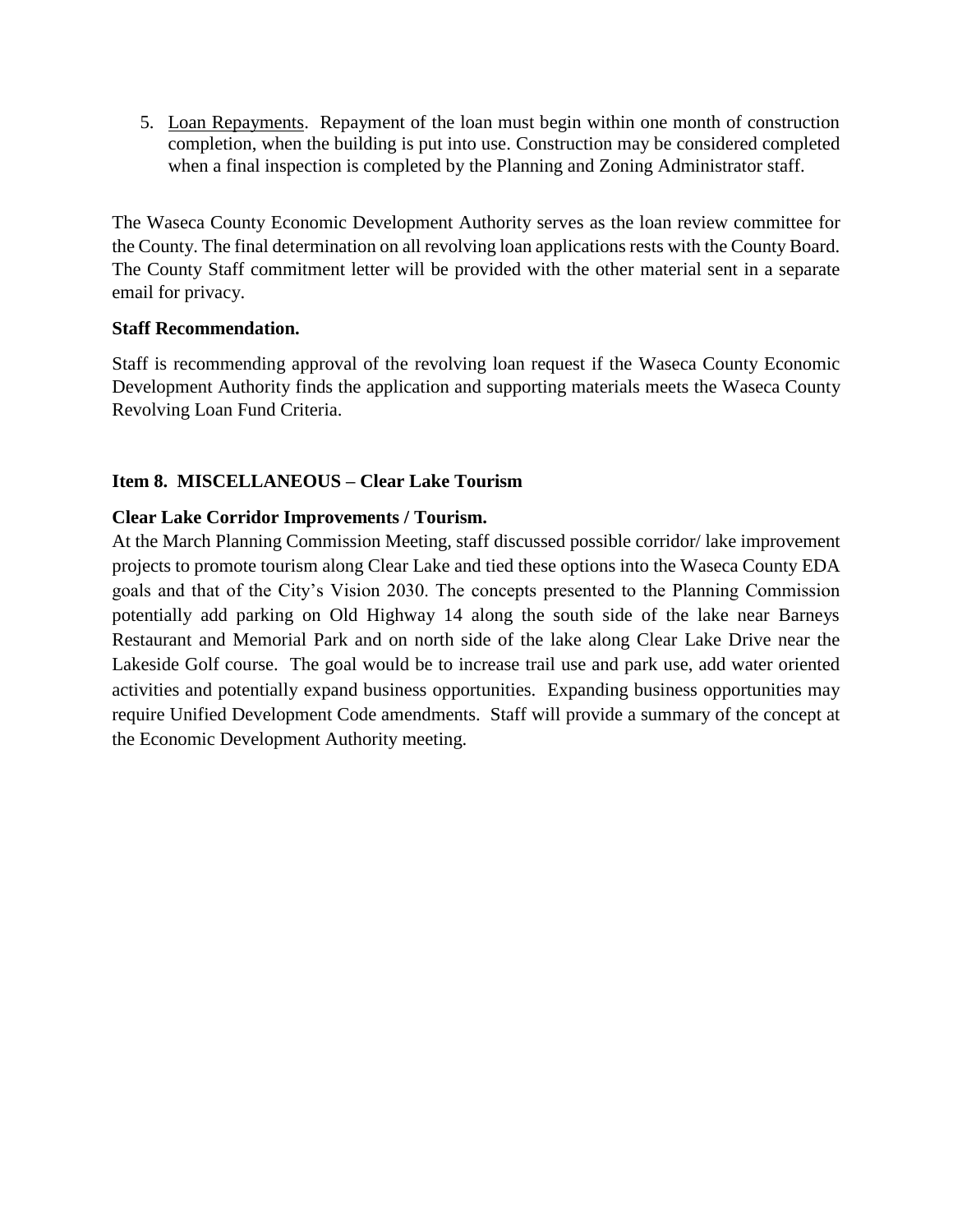5. Loan Repayments. Repayment of the loan must begin within one month of construction completion, when the building is put into use. Construction may be considered completed when a final inspection is completed by the Planning and Zoning Administrator staff.

The Waseca County Economic Development Authority serves as the loan review committee for the County. The final determination on all revolving loan applications rests with the County Board. The County Staff commitment letter will be provided with the other material sent in a separate email for privacy.

**Staff Recommendation.**

Staff is recommending approval of the revolving loan request if the Waseca County Economic Development Authority finds the application and supporting materials meets the Waseca County Revolving Loan Fund Criteria.

**Item 8. MISCELLANEOUS – Clear Lake Tourism**

**Clear Lake Corridor Improvements / Tourism.**
At the March Planning Commission Meeting, staff discussed possible corridor/ lake improvement projects to promote tourism along Clear Lake and tied these options into the Waseca County EDA goals and that of the City's Vision 2030. The concepts presented to the Planning Commission potentially add parking on Old Highway 14 along the south side of the lake near Barneys Restaurant and Memorial Park and on north side of the lake along Clear Lake Drive near the Lakeside Golf course. The goal would be to increase trail use and park use, add water oriented activities and potentially expand business opportunities. Expanding business opportunities may require Unified Development Code amendments. Staff will provide a summary of the concept at the Economic Development Authority meeting.